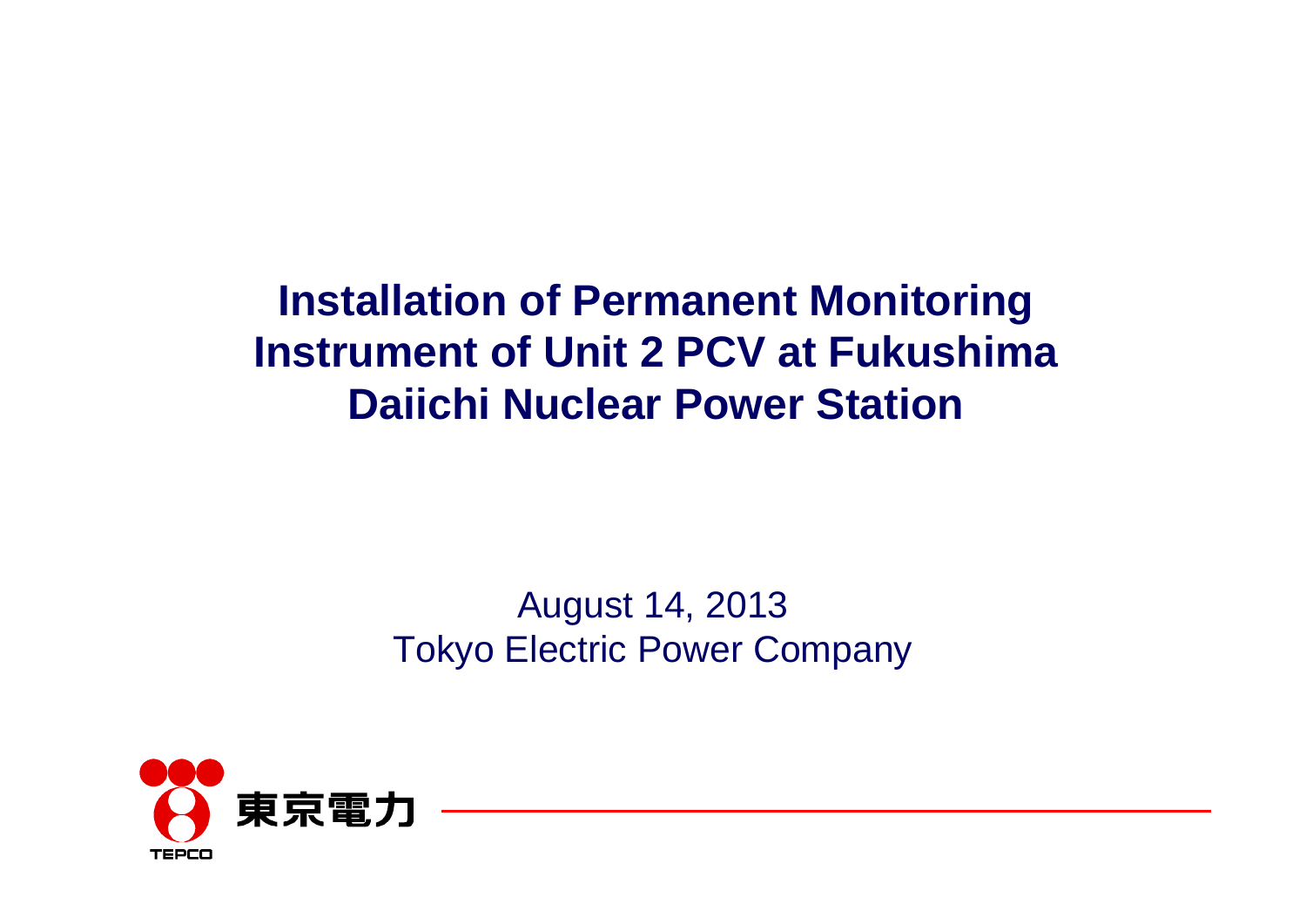# Installation of Permanent Monitoring Instrument of Unit 2 PCV at Fukushima Daiichi Nuclear Power Station

August 14, 2013
Tokyo Electric Power Company

東京電力
TEPCO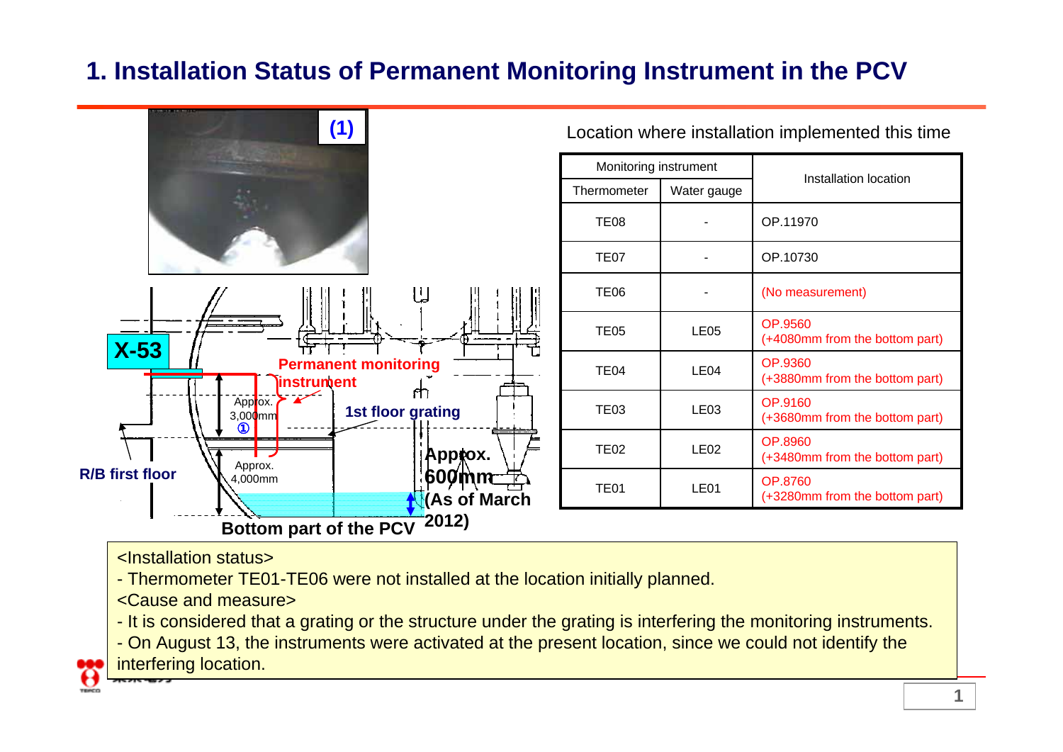# 1. Installation Status of Permanent Monitoring Instrument in the PCV

(1)

X-53

Permanent monitoring instrument

Approx. 3,000mm ①

1st floor grating

R/B first floor

Approx. 4,000mm

Approx. 600mm (As of March 2012)

Bottom part of the PCV

Location where installation implemented this time

| Monitoring instrument | | Installation location |
|---|---|---|
| Thermometer | Water gauge | |
| TE08 | - | OP.11970 |
| TE07 | - | OP.10730 |
| TE06 | - | (No measurement) |
| TE05 | LE05 | OP.9560 (+4080mm from the bottom part) |
| TE04 | LE04 | OP.9360 (+3880mm from the bottom part) |
| TE03 | LE03 | OP.9160 (+3680mm from the bottom part) |
| TE02 | LE02 | OP.8960 (+3480mm from the bottom part) |
| TE01 | LE01 | OP.8760 (+3280mm from the bottom part) |

<Installation status>

- Thermometer TE01-TE06 were not installed at the location initially planned.

<Cause and measure>

- It is considered that a grating or the structure under the grating is interfering the monitoring instruments.
- On August 13, the instruments were activated at the present location, since we could not identify the interfering location.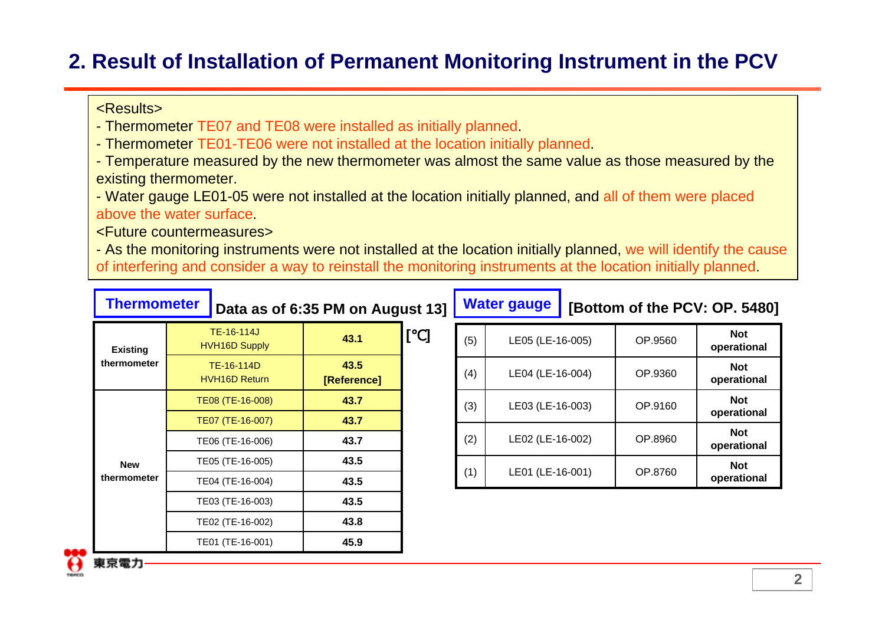## 2. Result of Installation of Permanent Monitoring Instrument in the PCV

<Results>

- Thermometer TE07 and TE08 were installed as initially planned.
- Thermometer TE01-TE06 were not installed at the location initially planned.
- Temperature measured by the new thermometer was almost the same value as those measured by the existing thermometer.
- Water gauge LE01-05 were not installed at the location initially planned, and all of them were placed above the water surface.

<Future countermeasures>

- As the monitoring instruments were not installed at the location initially planned, we will identify the cause of interfering and consider a way to reinstall the monitoring instruments at the location initially planned.

**Thermometer** **Data as of 6:35 PM on August 13]** [℃]

| | | |
|---|---|---|
| Existing thermometer | TE-16-114J HVH16D Supply | 43.1 |
| | TE-16-114D HVH16D Return | 43.5 [Reference] |
| New thermometer | TE08 (TE-16-008) | 43.7 |
| | TE07 (TE-16-007) | 43.7 |
| | TE06 (TE-16-006) | 43.7 |
| | TE05 (TE-16-005) | 43.5 |
| | TE04 (TE-16-004) | 43.5 |
| | TE03 (TE-16-003) | 43.5 |
| | TE02 (TE-16-002) | 43.8 |
| | TE01 (TE-16-001) | 45.9 |

**Water gauge** **[Bottom of the PCV: OP. 5480]**

| | | | |
|---|---|---|---|
| (5) | LE05 (LE-16-005) | OP.9560 | Not operational |
| (4) | LE04 (LE-16-004) | OP.9360 | Not operational |
| (3) | LE03 (LE-16-003) | OP.9160 | Not operational |
| (2) | LE02 (LE-16-002) | OP.8960 | Not operational |
| (1) | LE01 (LE-16-001) | OP.8760 | Not operational |